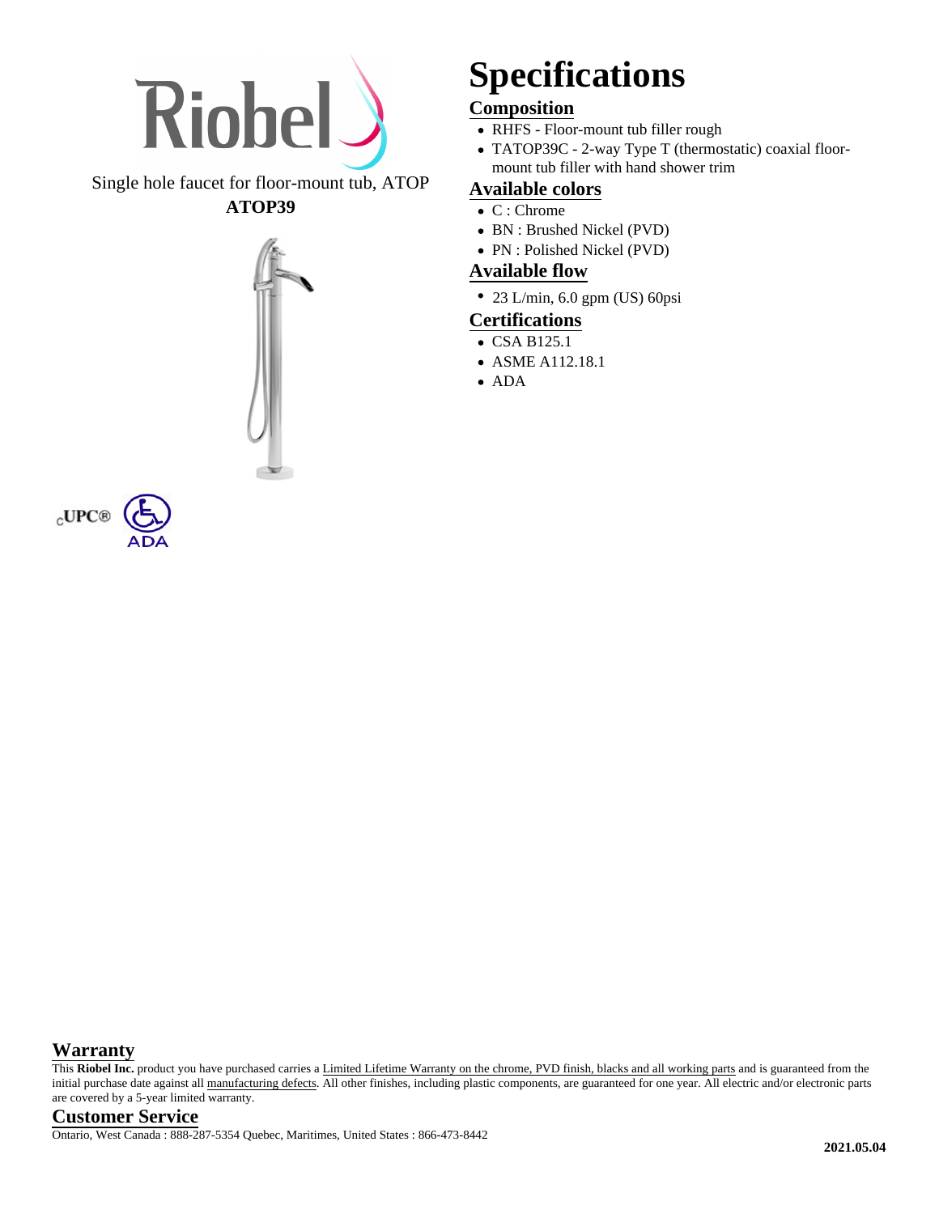Single hole faucet for floor-mount tub, ATOP

**ATOP39**

cUPC® ADA

# Specifications

## Composition

- RHFS - Floor-mount tub filler rough
- TATOP39C - 2-way Type T (thermostatic) coaxial floor-mount tub filler with hand shower trim

## Available colors

- C : Chrome
- BN : Brushed Nickel (PVD)
- PN : Polished Nickel (PVD)

## Available flow

- 23 L/min, 6.0 gpm (US) 60psi

## Certifications

- CSA B125.1
- ASME A112.18.1
- ADA

## Warranty

This **Riobel Inc.** product you have purchased carries a Limited Lifetime Warranty on the chrome, PVD finish, blacks and all working parts and is guaranteed from the initial purchase date against all manufacturing defects. All other finishes, including plastic components, are guaranteed for one year. All electric and/or electronic parts are covered by a 5-year limited warranty.

## Customer Service

Ontario, West Canada : 888-287-5354 Quebec, Maritimes, United States : 866-473-8442

**2021.05.04**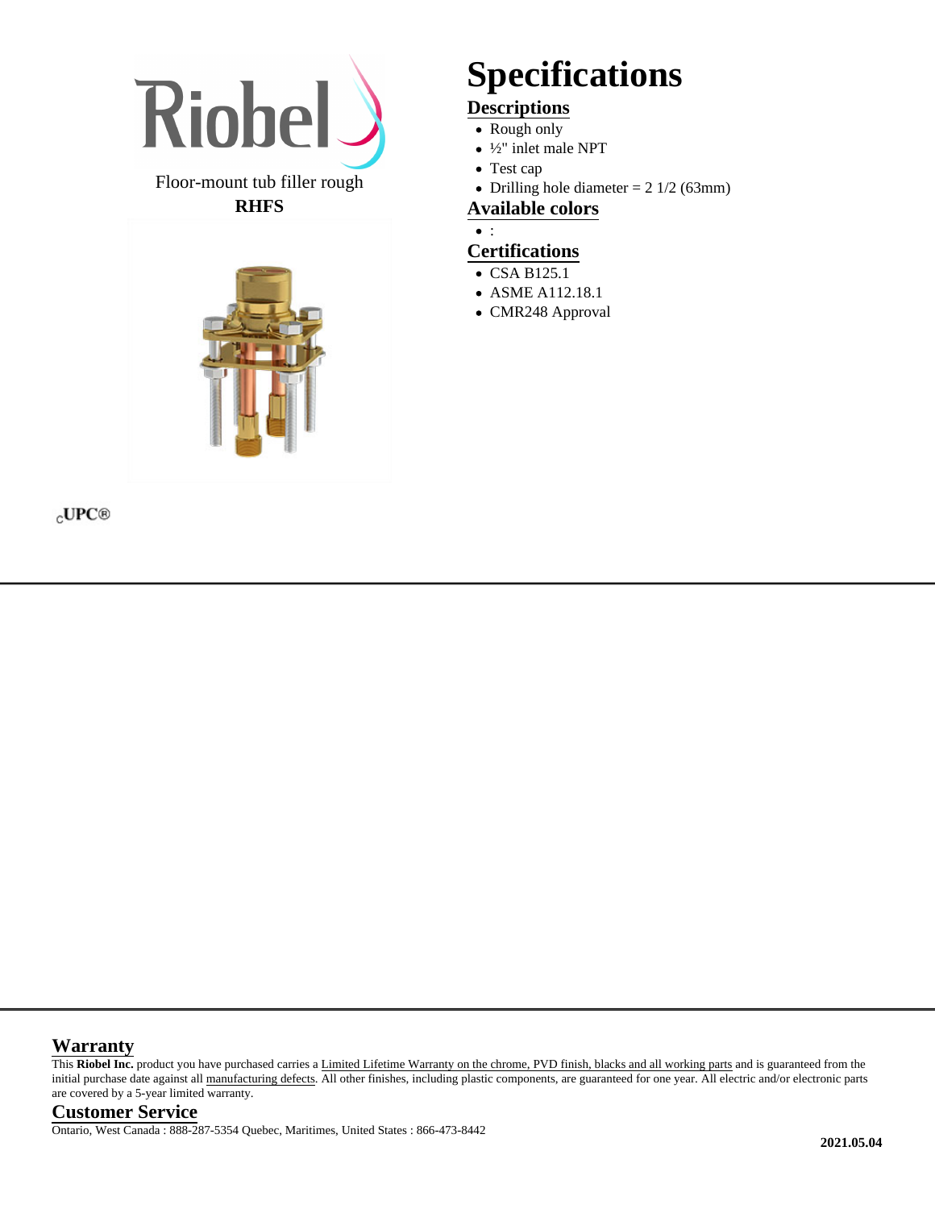Riobel

Floor-mount tub filler rough

**RHFS**

# Specifications

## Descriptions

- Rough only
- ½" inlet male NPT
- Test cap
- Drilling hole diameter = 2 1/2 (63mm)

## Available colors

- :

## Certifications

- CSA B125.1
- ASME A112.18.1
- CMR248 Approval

cUPC®

## Warranty

This **Riobel Inc.** product you have purchased carries a Limited Lifetime Warranty on the chrome, PVD finish, blacks and all working parts and is guaranteed from the initial purchase date against all manufacturing defects. All other finishes, including plastic components, are guaranteed for one year. All electric and/or electronic parts are covered by a 5-year limited warranty.

## Customer Service

Ontario, West Canada : 888-287-5354 Quebec, Maritimes, United States : 866-473-8442

**2021.05.04**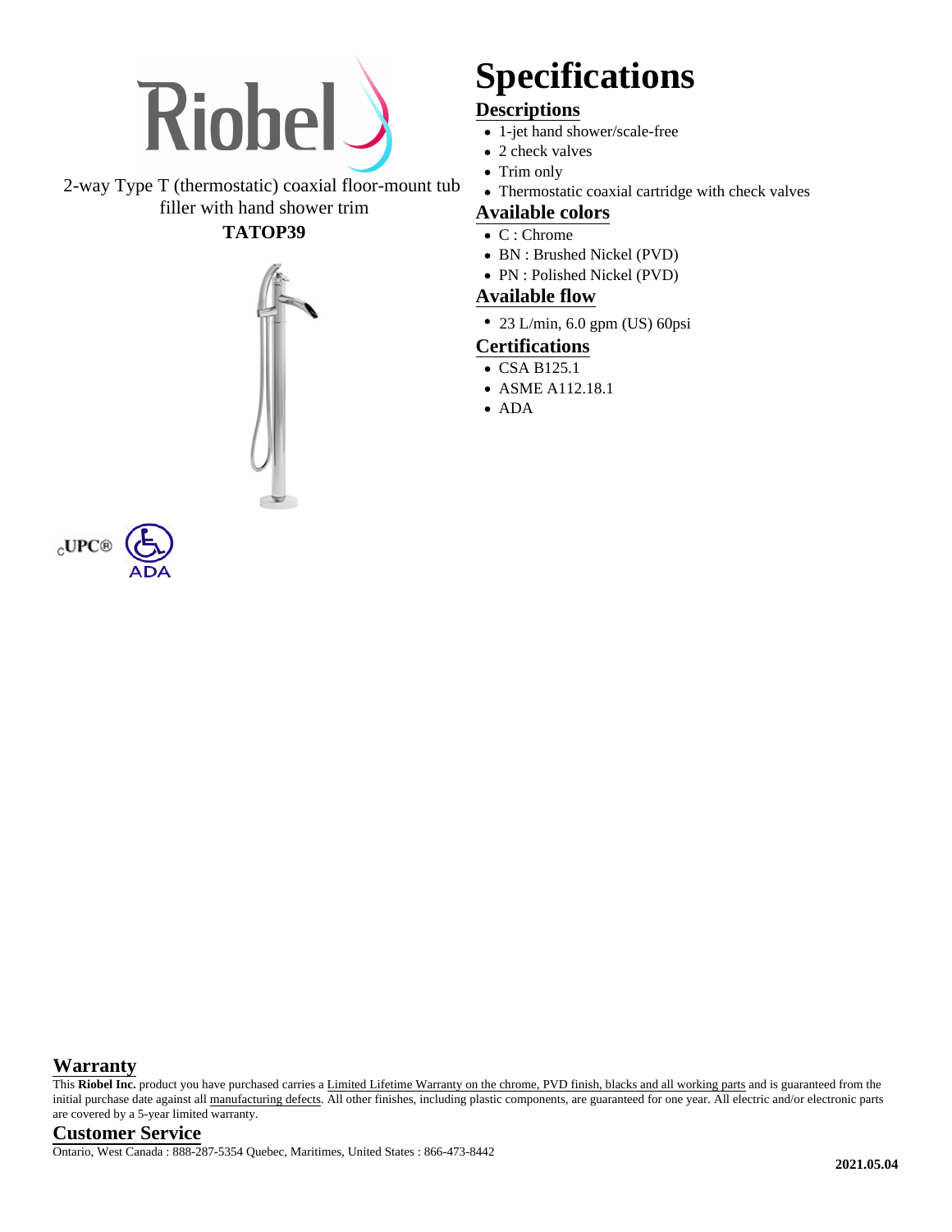2-way Type T (thermostatic) coaxial floor-mount tub filler with hand shower trim

**TATOP39**

cUPC® ADA

# Specifications

## Descriptions

- 1-jet hand shower/scale-free
- 2 check valves
- Trim only
- Thermostatic coaxial cartridge with check valves

## Available colors

- C : Chrome
- BN : Brushed Nickel (PVD)
- PN : Polished Nickel (PVD)

## Available flow

- 23 L/min, 6.0 gpm (US) 60psi

## Certifications

- CSA B125.1
- ASME A112.18.1
- ADA

## Warranty

This **Riobel Inc.** product you have purchased carries a Limited Lifetime Warranty on the chrome, PVD finish, blacks and all working parts and is guaranteed from the initial purchase date against all manufacturing defects. All other finishes, including plastic components, are guaranteed for one year. All electric and/or electronic parts are covered by a 5-year limited warranty.

## Customer Service

Ontario, West Canada : 888-287-5354 Quebec, Maritimes, United States : 866-473-8442

**2021.05.04**